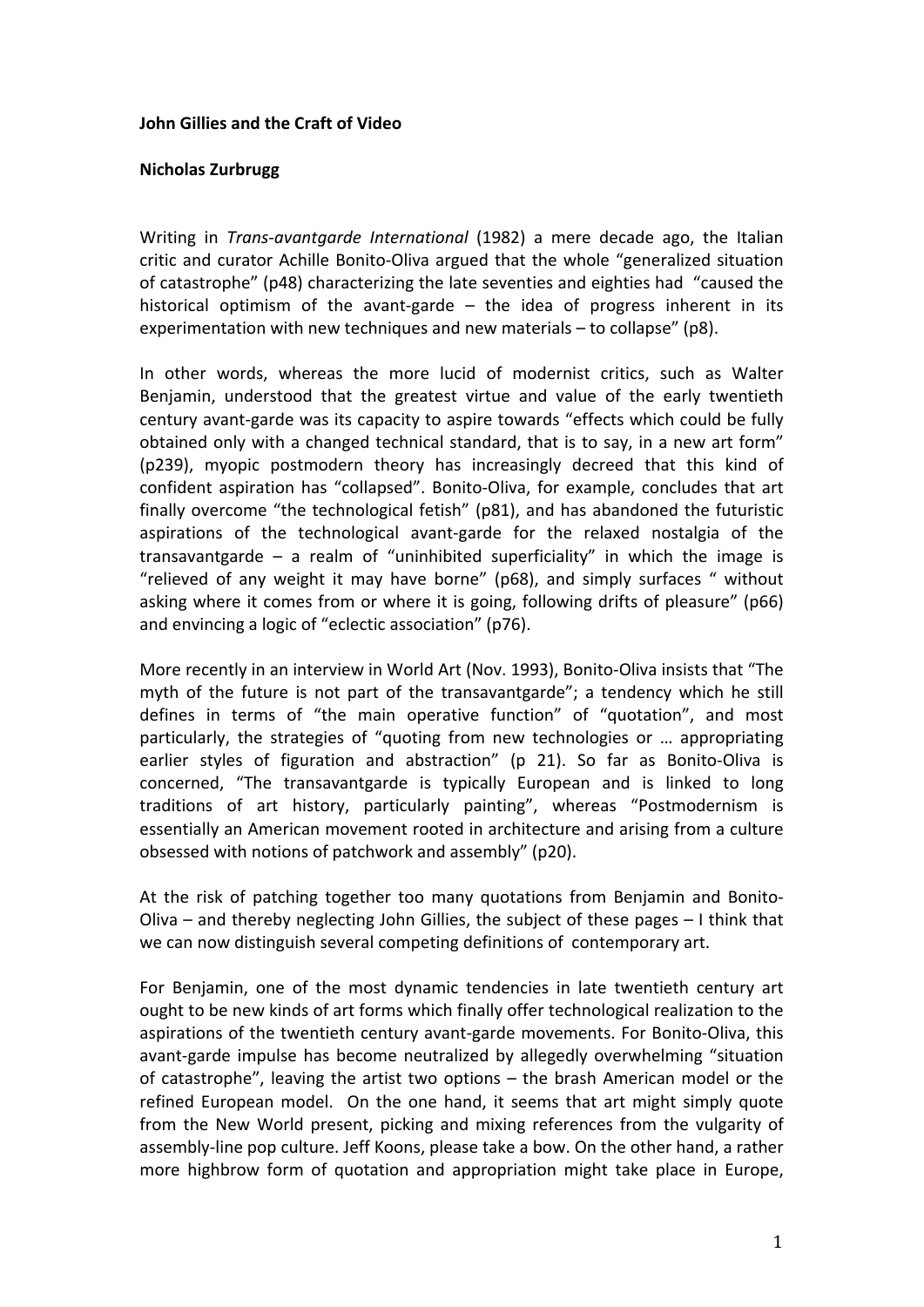**John Gillies and the Craft of Video**

**Nicholas Zurbrugg**

Writing in *Trans-avantgarde International* (1982) a mere decade ago, the Italian critic and curator Achille Bonito-Oliva argued that the whole "generalized situation of catastrophe" (p48) characterizing the late seventies and eighties had "caused the historical optimism of the avant-garde – the idea of progress inherent in its experimentation with new techniques and new materials – to collapse" (p8).

In other words, whereas the more lucid of modernist critics, such as Walter Benjamin, understood that the greatest virtue and value of the early twentieth century avant-garde was its capacity to aspire towards "effects which could be fully obtained only with a changed technical standard, that is to say, in a new art form" (p239), myopic postmodern theory has increasingly decreed that this kind of confident aspiration has "collapsed". Bonito-Oliva, for example, concludes that art finally overcome "the technological fetish" (p81), and has abandoned the futuristic aspirations of the technological avant-garde for the relaxed nostalgia of the transavantgarde – a realm of "uninhibited superficiality" in which the image is "relieved of any weight it may have borne" (p68), and simply surfaces " without asking where it comes from or where it is going, following drifts of pleasure" (p66) and envincing a logic of "eclectic association" (p76).

More recently in an interview in World Art (Nov. 1993), Bonito-Oliva insists that "The myth of the future is not part of the transavantgarde"; a tendency which he still defines in terms of "the main operative function" of "quotation", and most particularly, the strategies of "quoting from new technologies or … appropriating earlier styles of figuration and abstraction" (p 21). So far as Bonito-Oliva is concerned, "The transavantgarde is typically European and is linked to long traditions of art history, particularly painting", whereas "Postmodernism is essentially an American movement rooted in architecture and arising from a culture obsessed with notions of patchwork and assembly" (p20).

At the risk of patching together too many quotations from Benjamin and Bonito-Oliva – and thereby neglecting John Gillies, the subject of these pages – I think that we can now distinguish several competing definitions of contemporary art.

For Benjamin, one of the most dynamic tendencies in late twentieth century art ought to be new kinds of art forms which finally offer technological realization to the aspirations of the twentieth century avant-garde movements. For Bonito-Oliva, this avant-garde impulse has become neutralized by allegedly overwhelming "situation of catastrophe", leaving the artist two options – the brash American model or the refined European model. On the one hand, it seems that art might simply quote from the New World present, picking and mixing references from the vulgarity of assembly-line pop culture. Jeff Koons, please take a bow. On the other hand, a rather more highbrow form of quotation and appropriation might take place in Europe,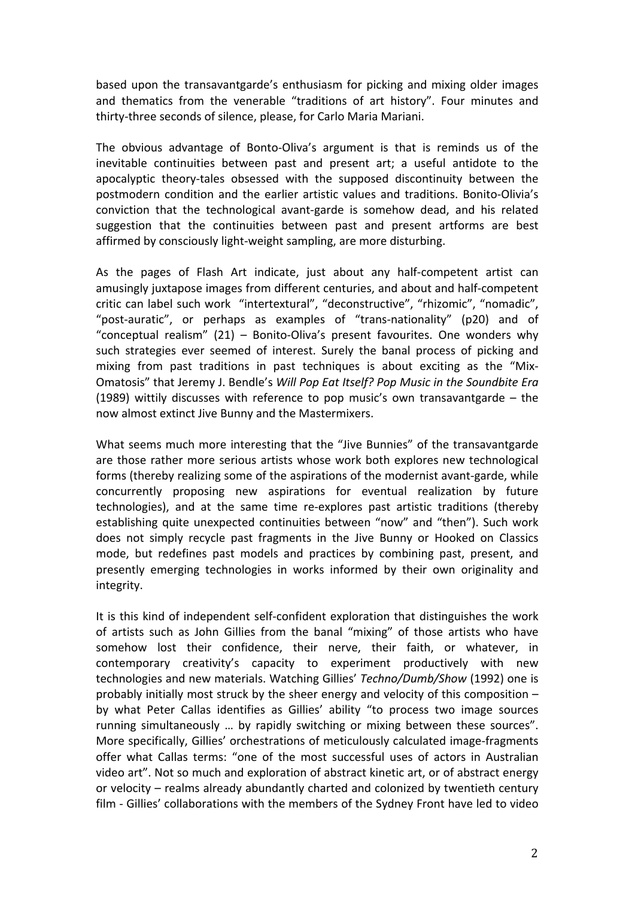based upon the transavantgarde's enthusiasm for picking and mixing older images and thematics from the venerable "traditions of art history". Four minutes and thirty-three seconds of silence, please, for Carlo Maria Mariani.

The obvious advantage of Bonto-Oliva's argument is that is reminds us of the inevitable continuities between past and present art; a useful antidote to the apocalyptic theory-tales obsessed with the supposed discontinuity between the postmodern condition and the earlier artistic values and traditions. Bonito-Olivia's conviction that the technological avant-garde is somehow dead, and his related suggestion that the continuities between past and present artforms are best affirmed by consciously light-weight sampling, are more disturbing.

As the pages of Flash Art indicate, just about any half-competent artist can amusingly juxtapose images from different centuries, and about and half-competent critic can label such work "intertextural", "deconstructive", "rhizomic", "nomadic", "post-auratic", or perhaps as examples of "trans-nationality" (p20) and of "conceptual realism" (21) – Bonito-Oliva's present favourites. One wonders why such strategies ever seemed of interest. Surely the banal process of picking and mixing from past traditions in past techniques is about exciting as the "Mix-Omatosis" that Jeremy J. Bendle's *Will Pop Eat Itself? Pop Music in the Soundbite Era* (1989) wittily discusses with reference to pop music's own transavantgarde – the now almost extinct Jive Bunny and the Mastermixers.

What seems much more interesting that the "Jive Bunnies" of the transavantgarde are those rather more serious artists whose work both explores new technological forms (thereby realizing some of the aspirations of the modernist avant-garde, while concurrently proposing new aspirations for eventual realization by future technologies), and at the same time re-explores past artistic traditions (thereby establishing quite unexpected continuities between "now" and "then"). Such work does not simply recycle past fragments in the Jive Bunny or Hooked on Classics mode, but redefines past models and practices by combining past, present, and presently emerging technologies in works informed by their own originality and integrity.

It is this kind of independent self-confident exploration that distinguishes the work of artists such as John Gillies from the banal "mixing" of those artists who have somehow lost their confidence, their nerve, their faith, or whatever, in contemporary creativity's capacity to experiment productively with new technologies and new materials. Watching Gillies' *Techno/Dumb/Show* (1992) one is probably initially most struck by the sheer energy and velocity of this composition – by what Peter Callas identifies as Gillies' ability "to process two image sources running simultaneously … by rapidly switching or mixing between these sources". More specifically, Gillies' orchestrations of meticulously calculated image-fragments offer what Callas terms: "one of the most successful uses of actors in Australian video art". Not so much and exploration of abstract kinetic art, or of abstract energy or velocity – realms already abundantly charted and colonized by twentieth century film - Gillies' collaborations with the members of the Sydney Front have led to video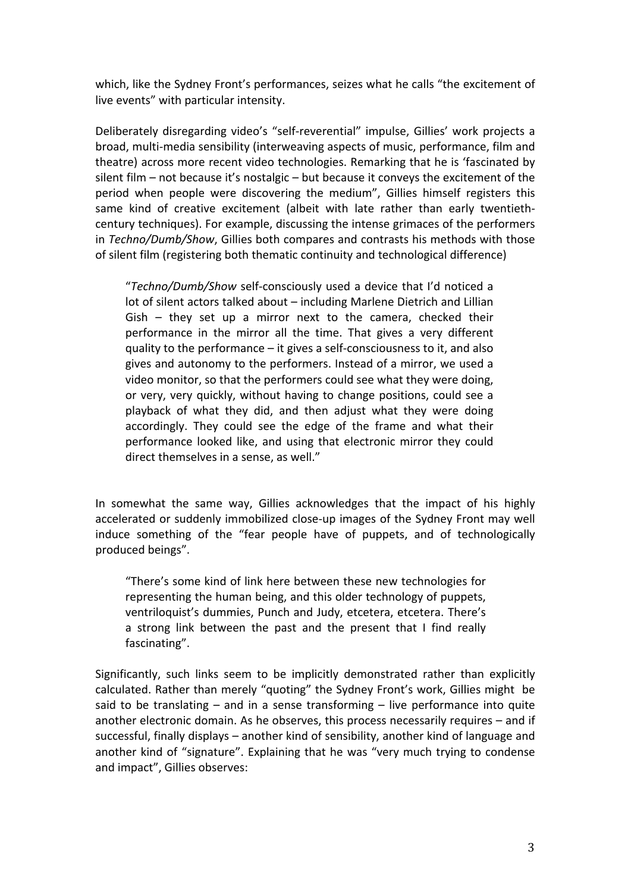which, like the Sydney Front's performances, seizes what he calls "the excitement of live events" with particular intensity.

Deliberately disregarding video's "self-reverential" impulse, Gillies' work projects a broad, multi-media sensibility (interweaving aspects of music, performance, film and theatre) across more recent video technologies. Remarking that he is 'fascinated by silent film – not because it's nostalgic – but because it conveys the excitement of the period when people were discovering the medium", Gillies himself registers this same kind of creative excitement (albeit with late rather than early twentieth-century techniques). For example, discussing the intense grimaces of the performers in *Techno/Dumb/Show*, Gillies both compares and contrasts his methods with those of silent film (registering both thematic continuity and technological difference)

> "*Techno/Dumb/Show* self-consciously used a device that I'd noticed a lot of silent actors talked about – including Marlene Dietrich and Lillian Gish – they set up a mirror next to the camera, checked their performance in the mirror all the time. That gives a very different quality to the performance – it gives a self-consciousness to it, and also gives and autonomy to the performers. Instead of a mirror, we used a video monitor, so that the performers could see what they were doing, or very, very quickly, without having to change positions, could see a playback of what they did, and then adjust what they were doing accordingly. They could see the edge of the frame and what their performance looked like, and using that electronic mirror they could direct themselves in a sense, as well."

In somewhat the same way, Gillies acknowledges that the impact of his highly accelerated or suddenly immobilized close-up images of the Sydney Front may well induce something of the "fear people have of puppets, and of technologically produced beings".

> "There's some kind of link here between these new technologies for representing the human being, and this older technology of puppets, ventriloquist's dummies, Punch and Judy, etcetera, etcetera. There's a strong link between the past and the present that I find really fascinating".

Significantly, such links seem to be implicitly demonstrated rather than explicitly calculated. Rather than merely "quoting" the Sydney Front's work, Gillies might be said to be translating – and in a sense transforming – live performance into quite another electronic domain. As he observes, this process necessarily requires – and if successful, finally displays – another kind of sensibility, another kind of language and another kind of "signature". Explaining that he was "very much trying to condense and impact", Gillies observes: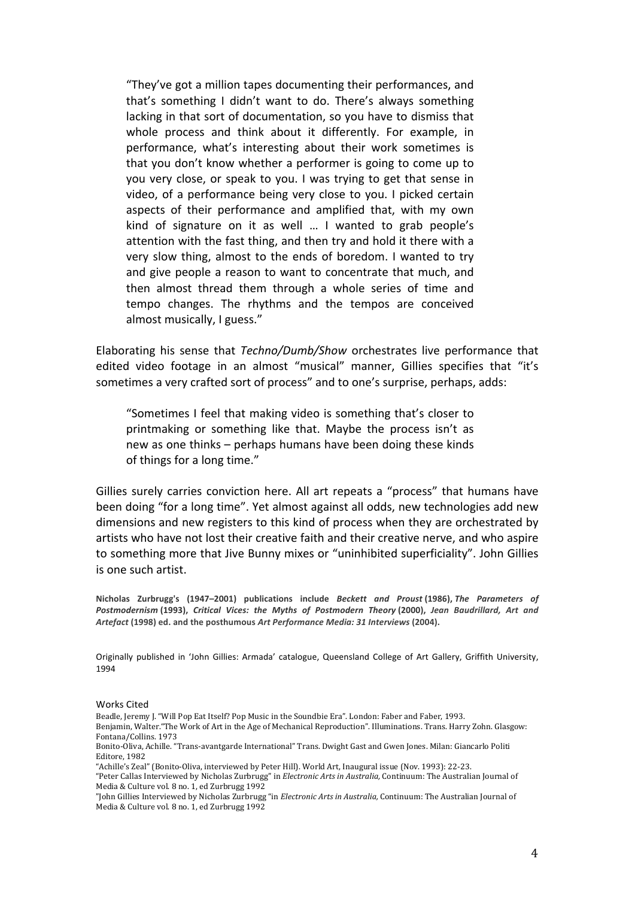> "They've got a million tapes documenting their performances, and that's something I didn't want to do. There's always something lacking in that sort of documentation, so you have to dismiss that whole process and think about it differently. For example, in performance, what's interesting about their work sometimes is that you don't know whether a performer is going to come up to you very close, or speak to you. I was trying to get that sense in video, of a performance being very close to you. I picked certain aspects of their performance and amplified that, with my own kind of signature on it as well … I wanted to grab people's attention with the fast thing, and then try and hold it there with a very slow thing, almost to the ends of boredom. I wanted to try and give people a reason to want to concentrate that much, and then almost thread them through a whole series of time and tempo changes. The rhythms and the tempos are conceived almost musically, I guess."

Elaborating his sense that *Techno/Dumb/Show* orchestrates live performance that edited video footage in an almost "musical" manner, Gillies specifies that "it's sometimes a very crafted sort of process" and to one's surprise, perhaps, adds:

> "Sometimes I feel that making video is something that's closer to printmaking or something like that. Maybe the process isn't as new as one thinks – perhaps humans have been doing these kinds of things for a long time."

Gillies surely carries conviction here. All art repeats a "process" that humans have been doing "for a long time". Yet almost against all odds, new technologies add new dimensions and new registers to this kind of process when they are orchestrated by artists who have not lost their creative faith and their creative nerve, and who aspire to something more that Jive Bunny mixes or "uninhibited superficiality". John Gillies is one such artist.

**Nicholas Zurbrugg's (1947–2001) publications include *Beckett and Proust* (1986), *The Parameters of Postmodernism* (1993), *Critical Vices: the Myths of Postmodern Theory* (2000), *Jean Baudrillard, Art and Artefact* (1998) ed. and the posthumous *Art Performance Media: 31 Interviews* (2004).**

Originally published in 'John Gillies: Armada' catalogue, Queensland College of Art Gallery, Griffith University, 1994

Works Cited

Beadle, Jeremy J. "Will Pop Eat Itself? Pop Music in the Soundbie Era". London: Faber and Faber, 1993.

Benjamin, Walter."The Work of Art in the Age of Mechanical Reproduction". Illuminations. Trans. Harry Zohn. Glasgow: Fontana/Collins. 1973

Bonito-Oliva, Achille. "Trans-avantgarde International" Trans. Dwight Gast and Gwen Jones. Milan: Giancarlo Politi Editore, 1982

"Achille's Zeal" (Bonito-Oliva, interviewed by Peter Hill). World Art, Inaugural issue (Nov. 1993): 22-23.

"Peter Callas Interviewed by Nicholas Zurbrugg" in *Electronic Arts in Australia*, Continuum: The Australian Journal of Media & Culture vol. 8 no. 1, ed Zurbrugg 1992

"John Gillies Interviewed by Nicholas Zurbrugg "in *Electronic Arts in Australia*, Continuum: The Australian Journal of Media & Culture vol. 8 no. 1, ed Zurbrugg 1992